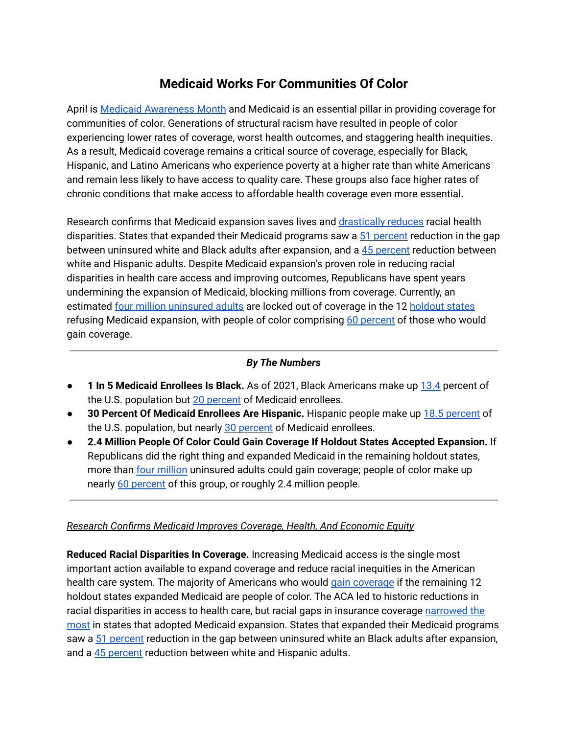# Medicaid Works For Communities Of Color

April is Medicaid Awareness Month and Medicaid is an essential pillar in providing coverage for communities of color. Generations of structural racism have resulted in people of color experiencing lower rates of coverage, worst health outcomes, and staggering health inequities. As a result, Medicaid coverage remains a critical source of coverage, especially for Black, Hispanic, and Latino Americans who experience poverty at a higher rate than white Americans and remain less likely to have access to quality care. These groups also face higher rates of chronic conditions that make access to affordable health coverage even more essential.

Research confirms that Medicaid expansion saves lives and drastically reduces racial health disparities. States that expanded their Medicaid programs saw a 51 percent reduction in the gap between uninsured white and Black adults after expansion, and a 45 percent reduction between white and Hispanic adults. Despite Medicaid expansion's proven role in reducing racial disparities in health care access and improving outcomes, Republicans have spent years undermining the expansion of Medicaid, blocking millions from coverage. Currently, an estimated four million uninsured adults are locked out of coverage in the 12 holdout states refusing Medicaid expansion, with people of color comprising 60 percent of those who would gain coverage.

---

***By The Numbers***

- **1 In 5 Medicaid Enrollees Is Black.** As of 2021, Black Americans make up 13.4 percent of the U.S. population but 20 percent of Medicaid enrollees.
- **30 Percent Of Medicaid Enrollees Are Hispanic.** Hispanic people make up 18.5 percent of the U.S. population, but nearly 30 percent of Medicaid enrollees.
- **2.4 Million People Of Color Could Gain Coverage If Holdout States Accepted Expansion.** If Republicans did the right thing and expanded Medicaid in the remaining holdout states, more than four million uninsured adults could gain coverage; people of color make up nearly 60 percent of this group, or roughly 2.4 million people.

---

*Research Confirms Medicaid Improves Coverage, Health, And Economic Equity*

**Reduced Racial Disparities In Coverage.** Increasing Medicaid access is the single most important action available to expand coverage and reduce racial inequities in the American health care system. The majority of Americans who would gain coverage if the remaining 12 holdout states expanded Medicaid are people of color. The ACA led to historic reductions in racial disparities in access to health care, but racial gaps in insurance coverage narrowed the most in states that adopted Medicaid expansion. States that expanded their Medicaid programs saw a 51 percent reduction in the gap between uninsured white an Black adults after expansion, and a 45 percent reduction between white and Hispanic adults.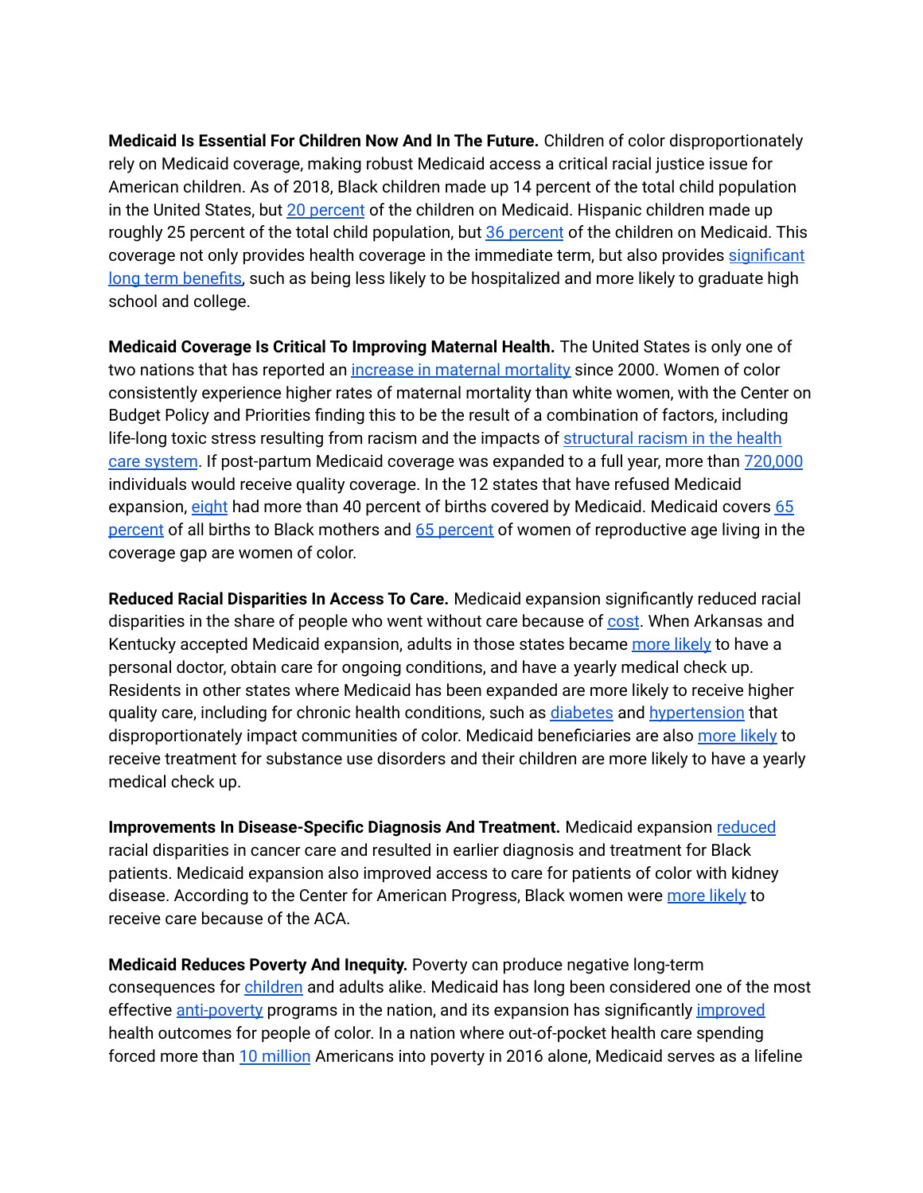**Medicaid Is Essential For Children Now And In The Future.** Children of color disproportionately rely on Medicaid coverage, making robust Medicaid access a critical racial justice issue for American children. As of 2018, Black children made up 14 percent of the total child population in the United States, but 20 percent of the children on Medicaid. Hispanic children made up roughly 25 percent of the total child population, but 36 percent of the children on Medicaid. This coverage not only provides health coverage in the immediate term, but also provides significant long term benefits, such as being less likely to be hospitalized and more likely to graduate high school and college.

**Medicaid Coverage Is Critical To Improving Maternal Health.** The United States is only one of two nations that has reported an increase in maternal mortality since 2000. Women of color consistently experience higher rates of maternal mortality than white women, with the Center on Budget Policy and Priorities finding this to be the result of a combination of factors, including life-long toxic stress resulting from racism and the impacts of structural racism in the health care system. If post-partum Medicaid coverage was expanded to a full year, more than 720,000 individuals would receive quality coverage. In the 12 states that have refused Medicaid expansion, eight had more than 40 percent of births covered by Medicaid. Medicaid covers 65 percent of all births to Black mothers and 65 percent of women of reproductive age living in the coverage gap are women of color.

**Reduced Racial Disparities In Access To Care.** Medicaid expansion significantly reduced racial disparities in the share of people who went without care because of cost. When Arkansas and Kentucky accepted Medicaid expansion, adults in those states became more likely to have a personal doctor, obtain care for ongoing conditions, and have a yearly medical check up. Residents in other states where Medicaid has been expanded are more likely to receive higher quality care, including for chronic health conditions, such as diabetes and hypertension that disproportionately impact communities of color. Medicaid beneficiaries are also more likely to receive treatment for substance use disorders and their children are more likely to have a yearly medical check up.

**Improvements In Disease-Specific Diagnosis And Treatment.** Medicaid expansion reduced racial disparities in cancer care and resulted in earlier diagnosis and treatment for Black patients. Medicaid expansion also improved access to care for patients of color with kidney disease. According to the Center for American Progress, Black women were more likely to receive care because of the ACA.

**Medicaid Reduces Poverty And Inequity.** Poverty can produce negative long-term consequences for children and adults alike. Medicaid has long been considered one of the most effective anti-poverty programs in the nation, and its expansion has significantly improved health outcomes for people of color. In a nation where out-of-pocket health care spending forced more than 10 million Americans into poverty in 2016 alone, Medicaid serves as a lifeline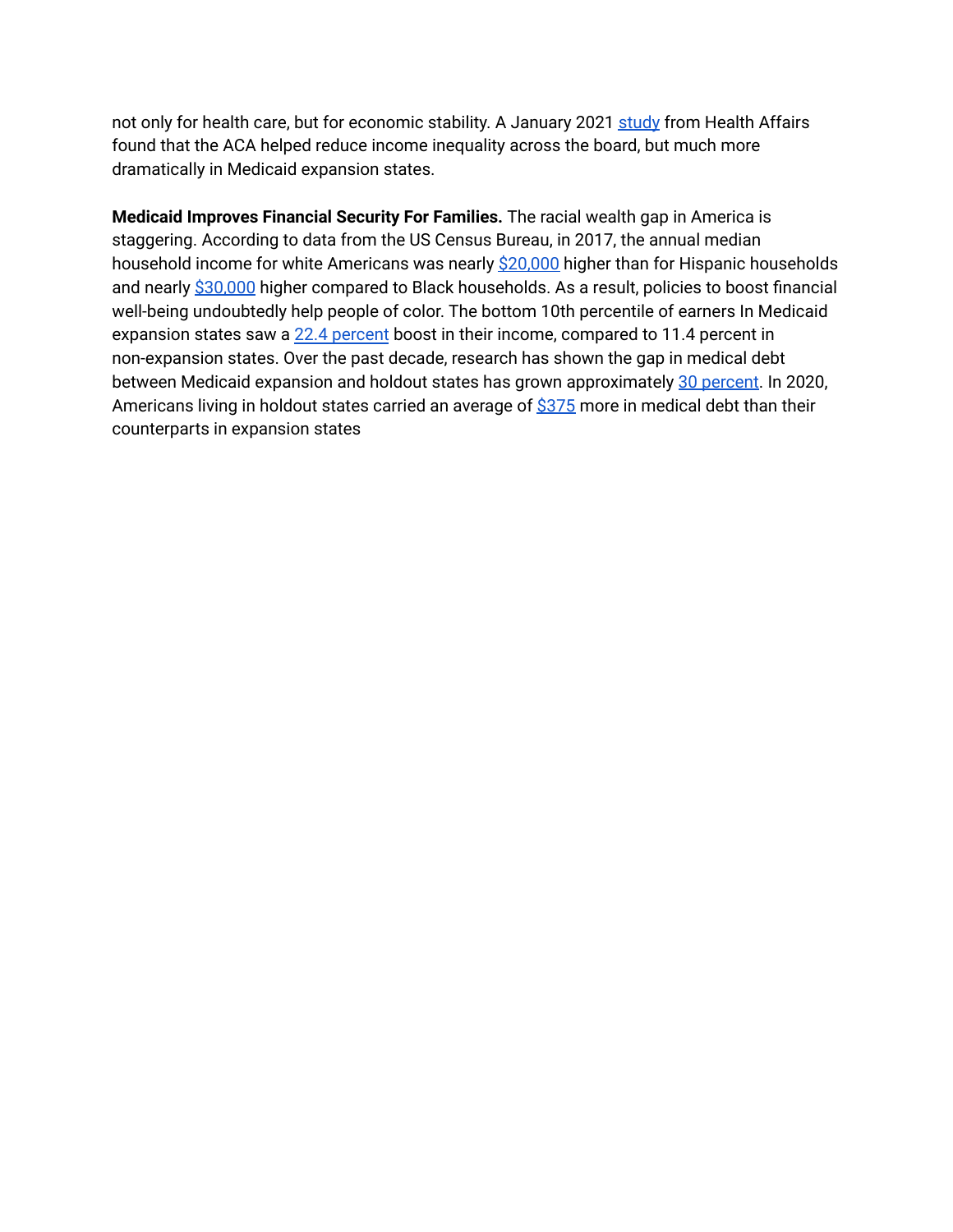not only for health care, but for economic stability. A January 2021 study from Health Affairs found that the ACA helped reduce income inequality across the board, but much more dramatically in Medicaid expansion states.

**Medicaid Improves Financial Security For Families.** The racial wealth gap in America is staggering. According to data from the US Census Bureau, in 2017, the annual median household income for white Americans was nearly $20,000 higher than for Hispanic households and nearly $30,000 higher compared to Black households. As a result, policies to boost financial well-being undoubtedly help people of color. The bottom 10th percentile of earners In Medicaid expansion states saw a 22.4 percent boost in their income, compared to 11.4 percent in non-expansion states. Over the past decade, research has shown the gap in medical debt between Medicaid expansion and holdout states has grown approximately 30 percent. In 2020, Americans living in holdout states carried an average of $375 more in medical debt than their counterparts in expansion states